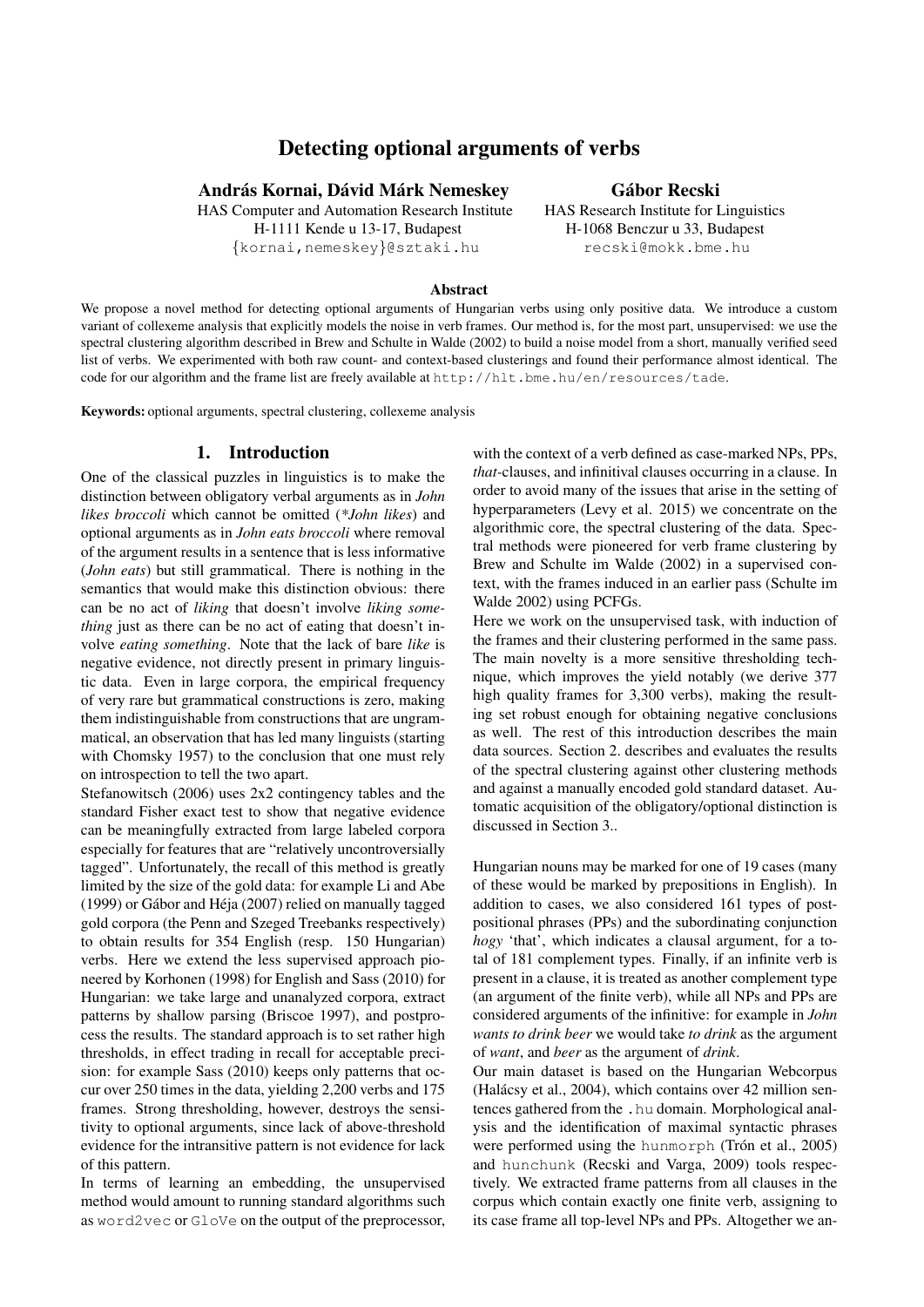# Detecting optional arguments of verbs

**András Kornai, Dávid Márk Nemeskey**
HAS Computer and Automation Research Institute
H-1111 Kende u 13-17, Budapest
{kornai,nemeskey}@sztaki.hu

**Gábor Recski**
HAS Research Institute for Linguistics
H-1068 Benczur u 33, Budapest
recski@mokk.bme.hu

### Abstract

We propose a novel method for detecting optional arguments of Hungarian verbs using only positive data. We introduce a custom variant of collexeme analysis that explicitly models the noise in verb frames. Our method is, for the most part, unsupervised: we use the spectral clustering algorithm described in Brew and Schulte in Walde (2002) to build a noise model from a short, manually verified seed list of verbs. We experimented with both raw count- and context-based clusterings and found their performance almost identical. The code for our algorithm and the frame list are freely available at `http://hlt.bme.hu/en/resources/tade`.

**Keywords:** optional arguments, spectral clustering, collexeme analysis

## 1. Introduction

One of the classical puzzles in linguistics is to make the distinction between obligatory verbal arguments as in *John likes broccoli* which cannot be omitted (*\*John likes*) and optional arguments as in *John eats broccoli* where removal of the argument results in a sentence that is less informative (*John eats*) but still grammatical. There is nothing in the semantics that would make this distinction obvious: there can be no act of *liking* that doesn't involve *liking something* just as there can be no act of eating that doesn't involve *eating something*. Note that the lack of bare *like* is negative evidence, not directly present in primary linguistic data. Even in large corpora, the empirical frequency of very rare but grammatical constructions is zero, making them indistinguishable from constructions that are ungrammatical, an observation that has led many linguists (starting with Chomsky 1957) to the conclusion that one must rely on introspection to tell the two apart.

Stefanowitsch (2006) uses 2x2 contingency tables and the standard Fisher exact test to show that negative evidence can be meaningfully extracted from large labeled corpora especially for features that are "relatively uncontroversially tagged". Unfortunately, the recall of this method is greatly limited by the size of the gold data: for example Li and Abe (1999) or Gábor and Héja (2007) relied on manually tagged gold corpora (the Penn and Szeged Treebanks respectively) to obtain results for 354 English (resp. 150 Hungarian) verbs. Here we extend the less supervised approach pioneered by Korhonen (1998) for English and Sass (2010) for Hungarian: we take large and unanalyzed corpora, extract patterns by shallow parsing (Briscoe 1997), and postprocess the results. The standard approach is to set rather high thresholds, in effect trading in recall for acceptable precision: for example Sass (2010) keeps only patterns that occur over 250 times in the data, yielding 2,200 verbs and 175 frames. Strong thresholding, however, destroys the sensitivity to optional arguments, since lack of above-threshold evidence for the intransitive pattern is not evidence for lack of this pattern.

In terms of learning an embedding, the unsupervised method would amount to running standard algorithms such as `word2vec` or `GloVe` on the output of the preprocessor, with the context of a verb defined as case-marked NPs, PPs, *that*-clauses, and infinitival clauses occurring in a clause. In order to avoid many of the issues that arise in the setting of hyperparameters (Levy et al. 2015) we concentrate on the algorithmic core, the spectral clustering of the data. Spectral methods were pioneered for verb frame clustering by Brew and Schulte im Walde (2002) in a supervised context, with the frames induced in an earlier pass (Schulte im Walde 2002) using PCFGs.

Here we work on the unsupervised task, with induction of the frames and their clustering performed in the same pass. The main novelty is a more sensitive thresholding technique, which improves the yield notably (we derive 377 high quality frames for 3,300 verbs), making the resulting set robust enough for obtaining negative conclusions as well. The rest of this introduction describes the main data sources. Section 2. describes and evaluates the results of the spectral clustering against other clustering methods and against a manually encoded gold standard dataset. Automatic acquisition of the obligatory/optional distinction is discussed in Section 3..

Hungarian nouns may be marked for one of 19 cases (many of these would be marked by prepositions in English). In addition to cases, we also considered 161 types of postpositional phrases (PPs) and the subordinating conjunction *hogy* 'that', which indicates a clausal argument, for a total of 181 complement types. Finally, if an infinite verb is present in a clause, it is treated as another complement type (an argument of the finite verb), while all NPs and PPs are considered arguments of the infinitive: for example in *John wants to drink beer* we would take *to drink* as the argument of *want*, and *beer* as the argument of *drink*.

Our main dataset is based on the Hungarian Webcorpus (Halácsy et al., 2004), which contains over 42 million sentences gathered from the `.hu` domain. Morphological analysis and the identification of maximal syntactic phrases were performed using the `hunmorph` (Trón et al., 2005) and `hunchunk` (Recski and Varga, 2009) tools respectively. We extracted frame patterns from all clauses in the corpus which contain exactly one finite verb, assigning to its case frame all top-level NPs and PPs. Altogether we an-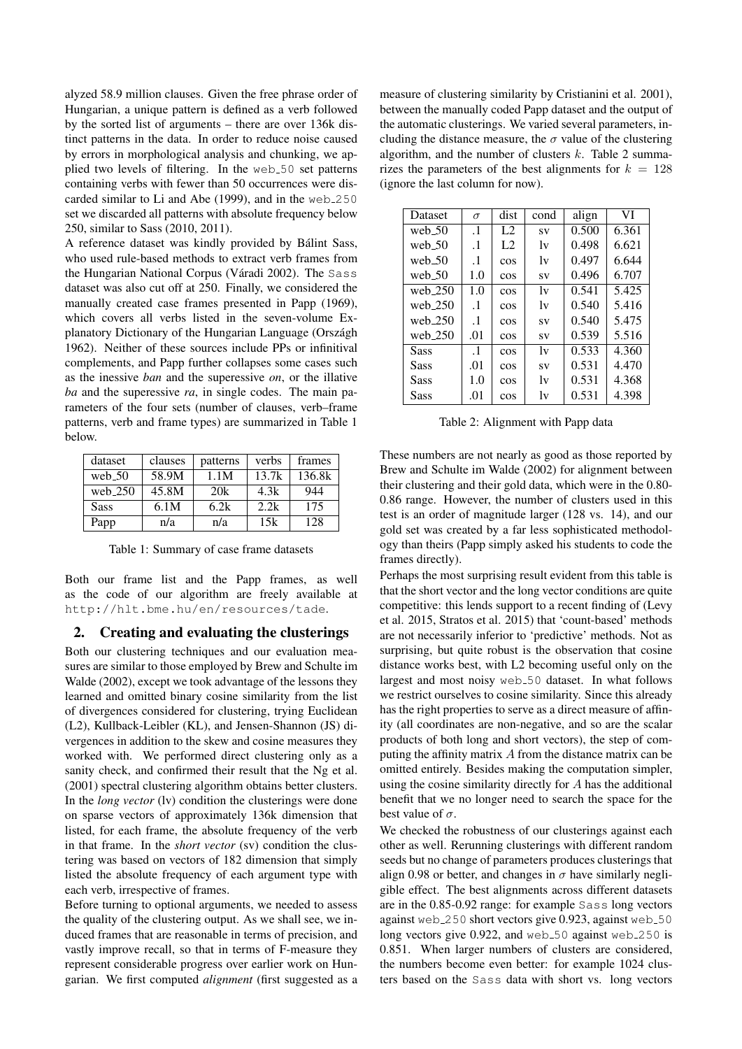alyzed 58.9 million clauses. Given the free phrase order of Hungarian, a unique pattern is defined as a verb followed by the sorted list of arguments – there are over 136k distinct patterns in the data. In order to reduce noise caused by errors in morphological analysis and chunking, we applied two levels of filtering. In the web_50 set patterns containing verbs with fewer than 50 occurrences were discarded similar to Li and Abe (1999), and in the web_250 set we discarded all patterns with absolute frequency below 250, similar to Sass (2010, 2011).

A reference dataset was kindly provided by Bálint Sass, who used rule-based methods to extract verb frames from the Hungarian National Corpus (Váradi 2002). The Sass dataset was also cut off at 250. Finally, we considered the manually created case frames presented in Papp (1969), which covers all verbs listed in the seven-volume Explanatory Dictionary of the Hungarian Language (Országh 1962). Neither of these sources include PPs or infinitival complements, and Papp further collapses some cases such as the inessive *ban* and the superessive *on*, or the illative *ba* and the superessive *ra*, in single codes. The main parameters of the four sets (number of clauses, verb–frame patterns, verb and frame types) are summarized in Table 1 below.

| dataset | clauses | patterns | verbs | frames |
|---|---|---|---|---|
| web_50 | 58.9M | 1.1M | 13.7k | 136.8k |
| web_250 | 45.8M | 20k | 4.3k | 944 |
| Sass | 6.1M | 6.2k | 2.2k | 175 |
| Papp | n/a | n/a | 15k | 128 |

Table 1: Summary of case frame datasets

Both our frame list and the Papp frames, as well as the code of our algorithm are freely available at http://hlt.bme.hu/en/resources/tade.

## 2. Creating and evaluating the clusterings

Both our clustering techniques and our evaluation measures are similar to those employed by Brew and Schulte im Walde (2002), except we took advantage of the lessons they learned and omitted binary cosine similarity from the list of divergences considered for clustering, trying Euclidean (L2), Kullback-Leibler (KL), and Jensen-Shannon (JS) divergences in addition to the skew and cosine measures they worked with. We performed direct clustering only as a sanity check, and confirmed their result that the Ng et al. (2001) spectral clustering algorithm obtains better clusters. In the *long vector* (lv) condition the clusterings were done on sparse vectors of approximately 136k dimension that listed, for each frame, the absolute frequency of the verb in that frame. In the *short vector* (sv) condition the clustering was based on vectors of 182 dimension that simply listed the absolute frequency of each argument type with each verb, irrespective of frames.

Before turning to optional arguments, we needed to assess the quality of the clustering output. As we shall see, we induced frames that are reasonable in terms of precision, and vastly improve recall, so that in terms of F-measure they represent considerable progress over earlier work on Hungarian. We first computed *alignment* (first suggested as a measure of clustering similarity by Cristianini et al. 2001), between the manually coded Papp dataset and the output of the automatic clusterings. We varied several parameters, including the distance measure, the $\sigma$ value of the clustering algorithm, and the number of clusters $k$. Table 2 summarizes the parameters of the best alignments for $k = 128$ (ignore the last column for now).

| Dataset | $\sigma$ | dist | cond | align | VI |
|---|---|---|---|---|---|
| web_50 | .1 | L2 | sv | 0.500 | 6.361 |
| web_50 | .1 | L2 | lv | 0.498 | 6.621 |
| web_50 | .1 | cos | lv | 0.497 | 6.644 |
| web_50 | 1.0 | cos | sv | 0.496 | 6.707 |
| web_250 | 1.0 | cos | lv | 0.541 | 5.425 |
| web_250 | .1 | cos | lv | 0.540 | 5.416 |
| web_250 | .1 | cos | sv | 0.540 | 5.475 |
| web_250 | .01 | cos | sv | 0.539 | 5.516 |
| Sass | .1 | cos | lv | 0.533 | 4.360 |
| Sass | .01 | cos | sv | 0.531 | 4.470 |
| Sass | 1.0 | cos | lv | 0.531 | 4.368 |
| Sass | .01 | cos | lv | 0.531 | 4.398 |

Table 2: Alignment with Papp data

These numbers are not nearly as good as those reported by Brew and Schulte im Walde (2002) for alignment between their clustering and their gold data, which were in the 0.80-0.86 range. However, the number of clusters used in this test is an order of magnitude larger (128 vs. 14), and our gold set was created by a far less sophisticated methodology than theirs (Papp simply asked his students to code the frames directly).

Perhaps the most surprising result evident from this table is that the short vector and the long vector conditions are quite competitive: this lends support to a recent finding of (Levy et al. 2015, Stratos et al. 2015) that 'count-based' methods are not necessarily inferior to 'predictive' methods. Not as surprising, but quite robust is the observation that cosine distance works best, with L2 becoming useful only on the largest and most noisy web_50 dataset. In what follows we restrict ourselves to cosine similarity. Since this already has the right properties to serve as a direct measure of affinity (all coordinates are non-negative, and so are the scalar products of both long and short vectors), the step of computing the affinity matrix $A$ from the distance matrix can be omitted entirely. Besides making the computation simpler, using the cosine similarity directly for $A$ has the additional benefit that we no longer need to search the space for the best value of $\sigma$.

We checked the robustness of our clusterings against each other as well. Rerunning clusterings with different random seeds but no change of parameters produces clusterings that align 0.98 or better, and changes in $\sigma$ have similarly negligible effect. The best alignments across different datasets are in the 0.85-0.92 range: for example Sass long vectors against web_250 short vectors give 0.923, against web_50 long vectors give 0.922, and web_50 against web_250 is 0.851. When larger numbers of clusters are considered, the numbers become even better: for example 1024 clusters based on the Sass data with short vs. long vectors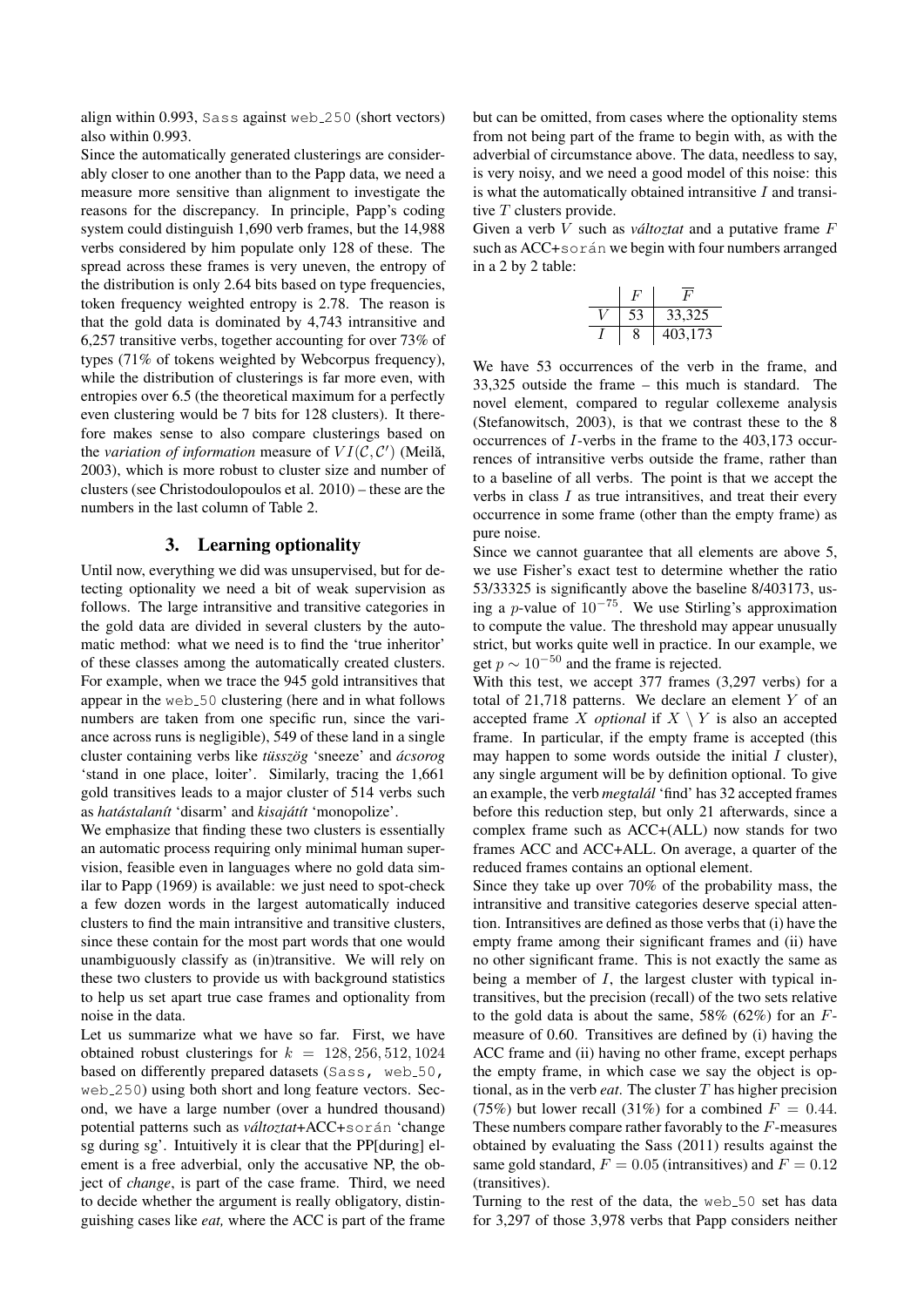align within 0.993, `Sass` against `web_250` (short vectors) also within 0.993.

Since the automatically generated clusterings are considerably closer to one another than to the Papp data, we need a measure more sensitive than alignment to investigate the reasons for the discrepancy. In principle, Papp's coding system could distinguish 1,690 verb frames, but the 14,988 verbs considered by him populate only 128 of these. The spread across these frames is very uneven, the entropy of the distribution is only 2.64 bits based on type frequencies, token frequency weighted entropy is 2.78. The reason is that the gold data is dominated by 4,743 intransitive and 6,257 transitive verbs, together accounting for over 73% of types (71% of tokens weighted by Webcorpus frequency), while the distribution of clusterings is far more even, with entropies over 6.5 (the theoretical maximum for a perfectly even clustering would be 7 bits for 128 clusters). It therefore makes sense to also compare clusterings based on the *variation of information* measure of $VI(\mathcal{C}, \mathcal{C}')$ (Meilă, 2003), which is more robust to cluster size and number of clusters (see Christodoulopoulos et al. 2010) – these are the numbers in the last column of Table 2.

## 3. Learning optionality

Until now, everything we did was unsupervised, but for detecting optionality we need a bit of weak supervision as follows. The large intransitive and transitive categories in the gold data are divided in several clusters by the automatic method: what we need is to find the 'true inheritor' of these classes among the automatically created clusters. For example, when we trace the 945 gold intransitives that appear in the `web_50` clustering (here and in what follows numbers are taken from one specific run, since the variance across runs is negligible), 549 of these land in a single cluster containing verbs like *tüsszög* 'sneeze' and *ácsorog* 'stand in one place, loiter'. Similarly, tracing the 1,661 gold transitives leads to a major cluster of 514 verbs such as *hatástalanít* 'disarm' and *kisajátít* 'monopolize'.

We emphasize that finding these two clusters is essentially an automatic process requiring only minimal human supervision, feasible even in languages where no gold data similar to Papp (1969) is available: we just need to spot-check a few dozen words in the largest automatically induced clusters to find the main intransitive and transitive clusters, since these contain for the most part words that one would unambiguously classify as (in)transitive. We will rely on these two clusters to provide us with background statistics to help us set apart true case frames and optionality from noise in the data.

Let us summarize what we have so far. First, we have obtained robust clusterings for $k = 128, 256, 512, 1024$ based on differently prepared datasets (`Sass, web_50, web_250`) using both short and long feature vectors. Second, we have a large number (over a hundred thousand) potential patterns such as *változtat*+ACC+`során` 'change sg during sg'. Intuitively it is clear that the PP[during] element is a free adverbial, only the accusative NP, the object of *change*, is part of the case frame. Third, we need to decide whether the argument is really obligatory, distinguishing cases like *eat,* where the ACC is part of the frame but can be omitted, from cases where the optionality stems from not being part of the frame to begin with, as with the adverbial of circumstance above. The data, needless to say, is very noisy, and we need a good model of this noise: this is what the automatically obtained intransitive $I$ and transitive $T$ clusters provide.

Given a verb $V$ such as *változtat* and a putative frame $F$ such as ACC+`során` we begin with four numbers arranged in a 2 by 2 table:

| | $F$ | $\overline{F}$ |
|---|---|---|
| $V$ | 53 | 33,325 |
| $I$ | 8 | 403,173 |

We have 53 occurrences of the verb in the frame, and 33,325 outside the frame – this much is standard. The novel element, compared to regular collexeme analysis (Stefanowitsch, 2003), is that we contrast these to the 8 occurrences of $I$-verbs in the frame to the 403,173 occurrences of intransitive verbs outside the frame, rather than to a baseline of all verbs. The point is that we accept the verbs in class $I$ as true intransitives, and treat their every occurrence in some frame (other than the empty frame) as pure noise.

Since we cannot guarantee that all elements are above 5, we use Fisher's exact test to determine whether the ratio 53/33325 is significantly above the baseline 8/403173, using a $p$-value of $10^{-75}$. We use Stirling's approximation to compute the value. The threshold may appear unusually strict, but works quite well in practice. In our example, we get $p \sim 10^{-50}$ and the frame is rejected.

With this test, we accept 377 frames (3,297 verbs) for a total of 21,718 patterns. We declare an element $Y$ of an accepted frame $X$ *optional* if $X \setminus Y$ is also an accepted frame. In particular, if the empty frame is accepted (this may happen to some words outside the initial $I$ cluster), any single argument will be by definition optional. To give an example, the verb *megtalál* 'find' has 32 accepted frames before this reduction step, but only 21 afterwards, since a complex frame such as ACC+(ALL) now stands for two frames ACC and ACC+ALL. On average, a quarter of the reduced frames contains an optional element.

Since they take up over 70% of the probability mass, the intransitive and transitive categories deserve special attention. Intransitives are defined as those verbs that (i) have the empty frame among their significant frames and (ii) have no other significant frame. This is not exactly the same as being a member of $I$, the largest cluster with typical intransitives, but the precision (recall) of the two sets relative to the gold data is about the same, 58% (62%) for an $F$-measure of 0.60. Transitives are defined by (i) having the ACC frame and (ii) having no other frame, except perhaps the empty frame, in which case we say the object is optional, as in the verb *eat*. The cluster $T$ has higher precision (75%) but lower recall (31%) for a combined $F = 0.44$. These numbers compare rather favorably to the $F$-measures obtained by evaluating the Sass (2011) results against the same gold standard, $F = 0.05$ (intransitives) and $F = 0.12$ (transitives).

Turning to the rest of the data, the `web_50` set has data for 3,297 of those 3,978 verbs that Papp considers neither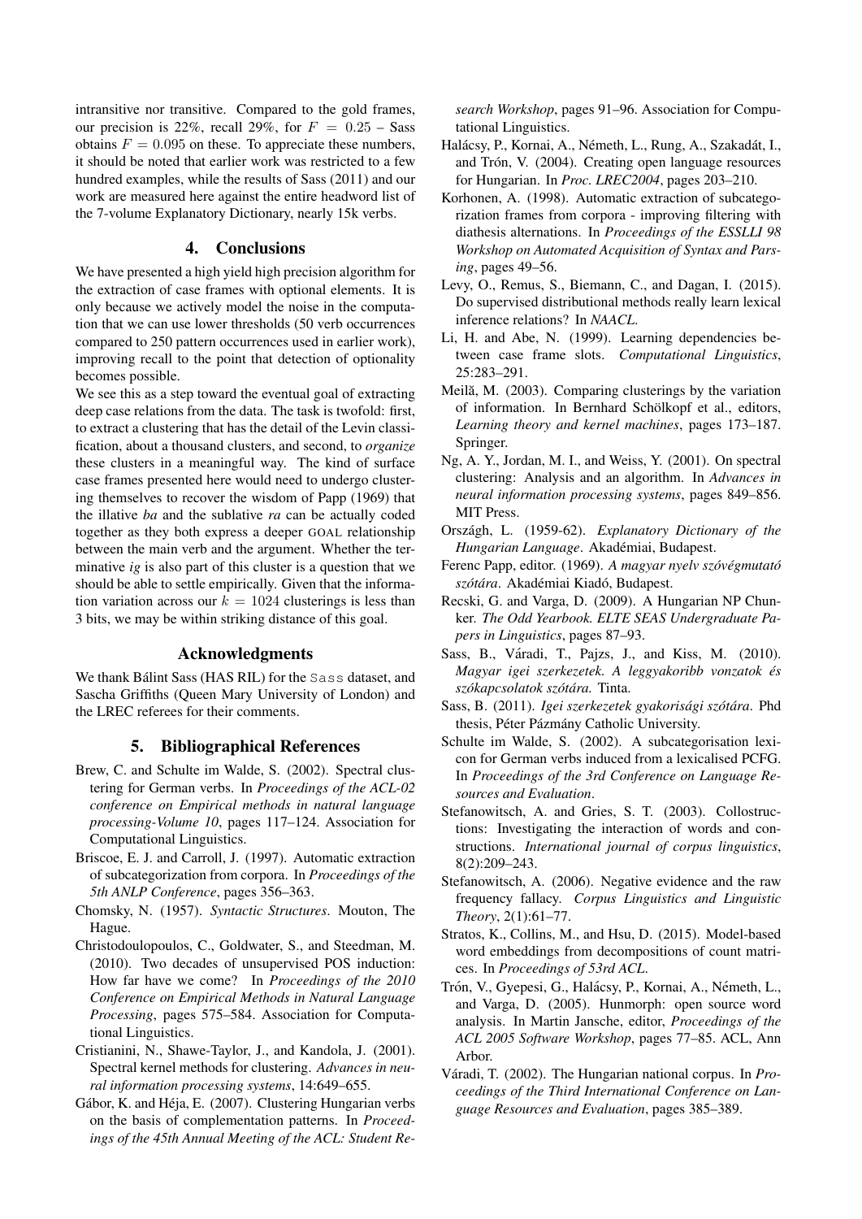intransitive nor transitive. Compared to the gold frames, our precision is 22%, recall 29%, for $F = 0.25$ – Sass obtains $F = 0.095$ on these. To appreciate these numbers, it should be noted that earlier work was restricted to a few hundred examples, while the results of Sass (2011) and our work are measured here against the entire headword list of the 7-volume Explanatory Dictionary, nearly 15k verbs.

## 4. Conclusions

We have presented a high yield high precision algorithm for the extraction of case frames with optional elements. It is only because we actively model the noise in the computation that we can use lower thresholds (50 verb occurrences compared to 250 pattern occurrences used in earlier work), improving recall to the point that detection of optionality becomes possible.

We see this as a step toward the eventual goal of extracting deep case relations from the data. The task is twofold: first, to extract a clustering that has the detail of the Levin classification, about a thousand clusters, and second, to *organize* these clusters in a meaningful way. The kind of surface case frames presented here would need to undergo clustering themselves to recover the wisdom of Papp (1969) that the illative *ba* and the sublative *ra* can be actually coded together as they both express a deeper GOAL relationship between the main verb and the argument. Whether the terminative *ig* is also part of this cluster is a question that we should be able to settle empirically. Given that the information variation across our $k = 1024$ clusterings is less than 3 bits, we may be within striking distance of this goal.

## Acknowledgments

We thank Bálint Sass (HAS RIL) for the Sass dataset, and Sascha Griffiths (Queen Mary University of London) and the LREC referees for their comments.

## 5. Bibliographical References

Brew, C. and Schulte im Walde, S. (2002). Spectral clustering for German verbs. In *Proceedings of the ACL-02 conference on Empirical methods in natural language processing-Volume 10*, pages 117–124. Association for Computational Linguistics.

Briscoe, E. J. and Carroll, J. (1997). Automatic extraction of subcategorization from corpora. In *Proceedings of the 5th ANLP Conference*, pages 356–363.

Chomsky, N. (1957). *Syntactic Structures*. Mouton, The Hague.

Christodoulopoulos, C., Goldwater, S., and Steedman, M. (2010). Two decades of unsupervised POS induction: How far have we come? In *Proceedings of the 2010 Conference on Empirical Methods in Natural Language Processing*, pages 575–584. Association for Computational Linguistics.

Cristianini, N., Shawe-Taylor, J., and Kandola, J. (2001). Spectral kernel methods for clustering. *Advances in neural information processing systems*, 14:649–655.

Gábor, K. and Héja, E. (2007). Clustering Hungarian verbs on the basis of complementation patterns. In *Proceedings of the 45th Annual Meeting of the ACL: Student Research Workshop*, pages 91–96. Association for Computational Linguistics.

Halácsy, P., Kornai, A., Németh, L., Rung, A., Szakadát, I., and Trón, V. (2004). Creating open language resources for Hungarian. In *Proc. LREC2004*, pages 203–210.

Korhonen, A. (1998). Automatic extraction of subcategorization frames from corpora - improving filtering with diathesis alternations. In *Proceedings of the ESSLLI 98 Workshop on Automated Acquisition of Syntax and Parsing*, pages 49–56.

Levy, O., Remus, S., Biemann, C., and Dagan, I. (2015). Do supervised distributional methods really learn lexical inference relations? In *NAACL*.

Li, H. and Abe, N. (1999). Learning dependencies between case frame slots. *Computational Linguistics*, 25:283–291.

Meilă, M. (2003). Comparing clusterings by the variation of information. In Bernhard Schölkopf et al., editors, *Learning theory and kernel machines*, pages 173–187. Springer.

Ng, A. Y., Jordan, M. I., and Weiss, Y. (2001). On spectral clustering: Analysis and an algorithm. In *Advances in neural information processing systems*, pages 849–856. MIT Press.

Ország, L. (1959-62). *Explanatory Dictionary of the Hungarian Language*. Akadémiai, Budapest.

Ferenc Papp, editor. (1969). *A magyar nyelv szóvégmutató szótára*. Akadémiai Kiadó, Budapest.

Recski, G. and Varga, D. (2009). A Hungarian NP Chunker. *The Odd Yearbook. ELTE SEAS Undergraduate Papers in Linguistics*, pages 87–93.

Sass, B., Váradi, T., Pajzs, J., and Kiss, M. (2010). *Magyar igei szerkezetek. A leggyakoribb vonzatok és szókapcsolatok szótára.* Tinta.

Sass, B. (2011). *Igei szerkezetek gyakorisági szótára*. Phd thesis, Péter Pázmány Catholic University.

Schulte im Walde, S. (2002). A subcategorisation lexicon for German verbs induced from a lexicalised PCFG. In *Proceedings of the 3rd Conference on Language Resources and Evaluation*.

Stefanowitsch, A. and Gries, S. T. (2003). Collostructions: Investigating the interaction of words and constructions. *International journal of corpus linguistics*, 8(2):209–243.

Stefanowitsch, A. (2006). Negative evidence and the raw frequency fallacy. *Corpus Linguistics and Linguistic Theory*, 2(1):61–77.

Stratos, K., Collins, M., and Hsu, D. (2015). Model-based word embeddings from decompositions of count matrices. In *Proceedings of 53rd ACL*.

Trón, V., Gyepesi, G., Halácsy, P., Kornai, A., Németh, L., and Varga, D. (2005). Hunmorph: open source word analysis. In Martin Jansche, editor, *Proceedings of the ACL 2005 Software Workshop*, pages 77–85. ACL, Ann Arbor.

Váradi, T. (2002). The Hungarian national corpus. In *Proceedings of the Third International Conference on Language Resources and Evaluation*, pages 385–389.